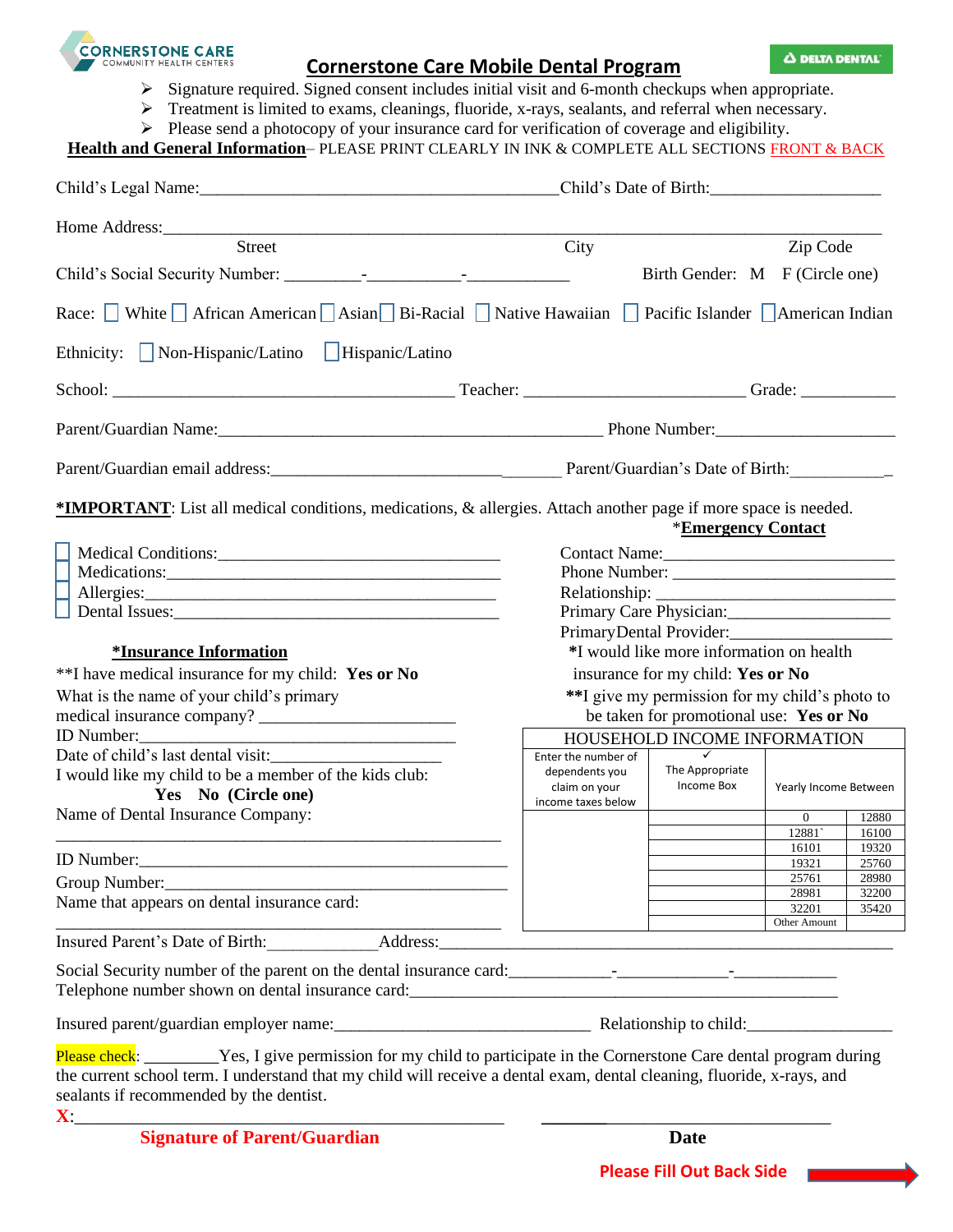CORNERSTONE CARE
COMMUNITY HEALTH CENTERS

# Cornerstone Care Mobile Dental Program

DELTA DENTAL

- Signature required. Signed consent includes initial visit and 6-month checkups when appropriate.
- Treatment is limited to exams, cleanings, fluoride, x-rays, sealants, and referral when necessary.
- Please send a photocopy of your insurance card for verification of coverage and eligibility.

**Health and General Information**– PLEASE PRINT CLEARLY IN INK & COMPLETE ALL SECTIONS FRONT & BACK

Child's Legal Name:_________________________________________Child's Date of Birth:___________________

Home Address:_______________________________________________________________________________
Street City Zip Code

Child's Social Security Number: _________-___________-____________ Birth Gender: M F (Circle one)

Race: ☐ White ☐ African American ☐ Asian ☐ Bi-Racial ☐ Native Hawaiian ☐ Pacific Islander ☐ American Indian

Ethnicity: ☐ Non-Hispanic/Latino ☐ Hispanic/Latino

School: _______________________________________ Teacher: _________________________ Grade: ___________

Parent/Guardian Name:____________________________________________ Phone Number:_____________________

Parent/Guardian email address:_________________________________ Parent/Guardian's Date of Birth:____________

**\*IMPORTANT**: List all medical conditions, medications, & allergies. Attach another page if more space is needed.

- ☐ Medical Conditions:_________________________________
- ☐ Medications:_______________________________________
- ☐ Allergies:_________________________________________
- ☐ Dental Issues:_____________________________________

\***Emergency Contact**

Contact Name:___________________________
Phone Number: __________________________
Relationship: ___________________________
Primary Care Physician:__________________
PrimaryDental Provider:__________________

\***Insurance Information**

\*\*I have medical insurance for my child: **Yes or No**
What is the name of your child's primary medical insurance company? ______________________
ID Number:______________________________________
Date of child's last dental visit:___________________
I would like my child to be a member of the kids club:
**Yes No (Circle one)**
Name of Dental Insurance Company:
_________________________________________________
ID Number:_______________________________________
Group Number:____________________________________
Name that appears on dental insurance card:
_________________________________________________

\*I would like more information on health insurance for my child: **Yes or No**

\*\*I give my permission for my child's photo to be taken for promotional use: **Yes or No**

| HOUSEHOLD INCOME INFORMATION | | | |
|---|---|---|---|
| Enter the number of dependents you claim on your income taxes below | ✓ The Appropriate Income Box | Yearly Income Between | |
| | | 0 | 12880 |
| | | 12881` | 16100 |
| | | 16101 | 19320 |
| | | 19321 | 25760 |
| | | 25761 | 28980 |
| | | 28981 | 32200 |
| | | 32201 | 35420 |
| | | Other Amount | |

Insured Parent's Date of Birth:_____________Address:_____________________________________________________

Social Security number of the parent on the dental insurance card:____________-_____________-____________
Telephone number shown on dental insurance card:_____________________________________________________

Insured parent/guardian employer name:______________________________ Relationship to child:________________

Please check: ________Yes, I give permission for my child to participate in the Cornerstone Care dental program during the current school term. I understand that my child will receive a dental exam, dental cleaning, fluoride, x-rays, and sealants if recommended by the dentist.

X:_________________________________________________ ________________________________

**Signature of Parent/Guardian** **Date**

**Please Fill Out Back Side**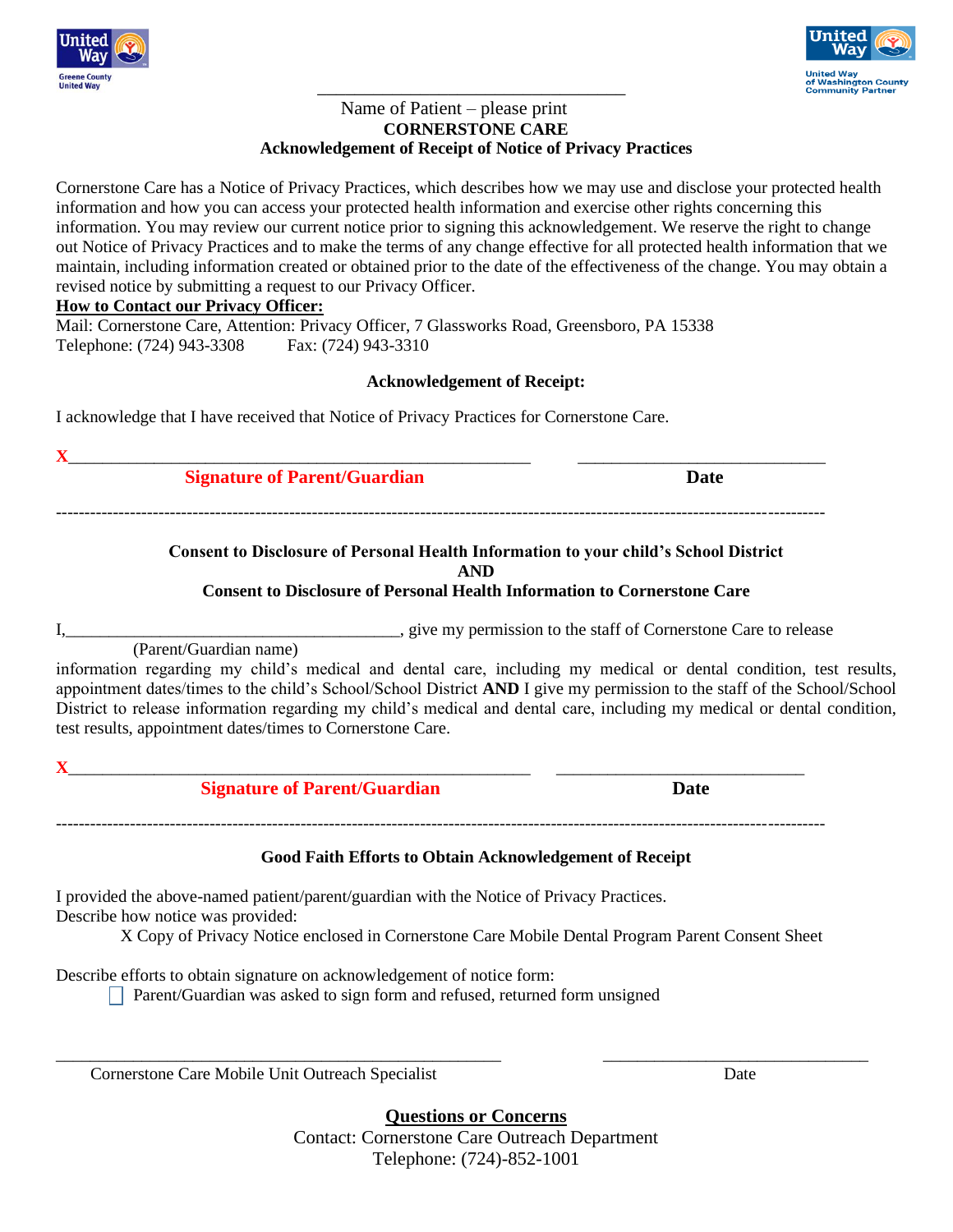United Way Greene County United Way

United Way of Washington County Community Partner

\_\_\_\_\_\_\_\_\_\_\_\_\_\_\_\_\_\_\_\_\_\_\_\_\_\_\_\_\_\_\_\_\_\_\_

Name of Patient – please print

**CORNERSTONE CARE**

**Acknowledgement of Receipt of Notice of Privacy Practices**

Cornerstone Care has a Notice of Privacy Practices, which describes how we may use and disclose your protected health information and how you can access your protected health information and exercise other rights concerning this information. You may review our current notice prior to signing this acknowledgement. We reserve the right to change out Notice of Privacy Practices and to make the terms of any change effective for all protected health information that we maintain, including information created or obtained prior to the date of the effectiveness of the change. You may obtain a revised notice by submitting a request to our Privacy Officer.

**How to Contact our Privacy Officer:**

Mail: Cornerstone Care, Attention: Privacy Officer, 7 Glassworks Road, Greensboro, PA 15338

Telephone: (724) 943-3308 Fax: (724) 943-3310

**Acknowledgement of Receipt:**

I acknowledge that I have received that Notice of Privacy Practices for Cornerstone Care.

**X**\_\_\_\_\_\_\_\_\_\_\_\_\_\_\_\_\_\_\_\_\_\_\_\_\_\_\_\_\_\_\_\_\_\_\_\_\_\_\_\_\_\_\_\_\_\_\_\_\_\_\_\_ \_\_\_\_\_\_\_\_\_\_\_\_\_\_\_\_\_\_\_\_\_\_\_\_\_\_\_\_

**Signature of Parent/Guardian** **Date**

---

**Consent to Disclosure of Personal Health Information to your child's School District**

**AND**

**Consent to Disclosure of Personal Health Information to Cornerstone Care**

I,\_\_\_\_\_\_\_\_\_\_\_\_\_\_\_\_\_\_\_\_\_\_\_\_\_\_\_\_\_\_\_\_\_\_\_\_\_\_\_, give my permission to the staff of Cornerstone Care to release
(Parent/Guardian name)
information regarding my child's medical and dental care, including my medical or dental condition, test results, appointment dates/times to the child's School/School District **AND** I give my permission to the staff of the School/School District to release information regarding my child's medical and dental care, including my medical or dental condition, test results, appointment dates/times to Cornerstone Care.

**X**\_\_\_\_\_\_\_\_\_\_\_\_\_\_\_\_\_\_\_\_\_\_\_\_\_\_\_\_\_\_\_\_\_\_\_\_\_\_\_\_\_\_\_\_\_\_\_\_\_\_\_\_ \_\_\_\_\_\_\_\_\_\_\_\_\_\_\_\_\_\_\_\_\_\_\_\_\_\_\_\_

**Signature of Parent/Guardian** **Date**

---

**Good Faith Efforts to Obtain Acknowledgement of Receipt**

I provided the above-named patient/parent/guardian with the Notice of Privacy Practices.

Describe how notice was provided:

X Copy of Privacy Notice enclosed in Cornerstone Care Mobile Dental Program Parent Consent Sheet

Describe efforts to obtain signature on acknowledgement of notice form:

☐ Parent/Guardian was asked to sign form and refused, returned form unsigned

\_\_\_\_\_\_\_\_\_\_\_\_\_\_\_\_\_\_\_\_\_\_\_\_\_\_\_\_\_\_\_\_\_\_\_\_\_\_\_\_\_\_\_\_\_\_\_\_\_\_ \_\_\_\_\_\_\_\_\_\_\_\_\_\_\_\_\_\_\_\_\_\_\_\_\_\_\_\_\_\_

Cornerstone Care Mobile Unit Outreach Specialist Date

**Questions or Concerns**

Contact: Cornerstone Care Outreach Department

Telephone: (724)-852-1001